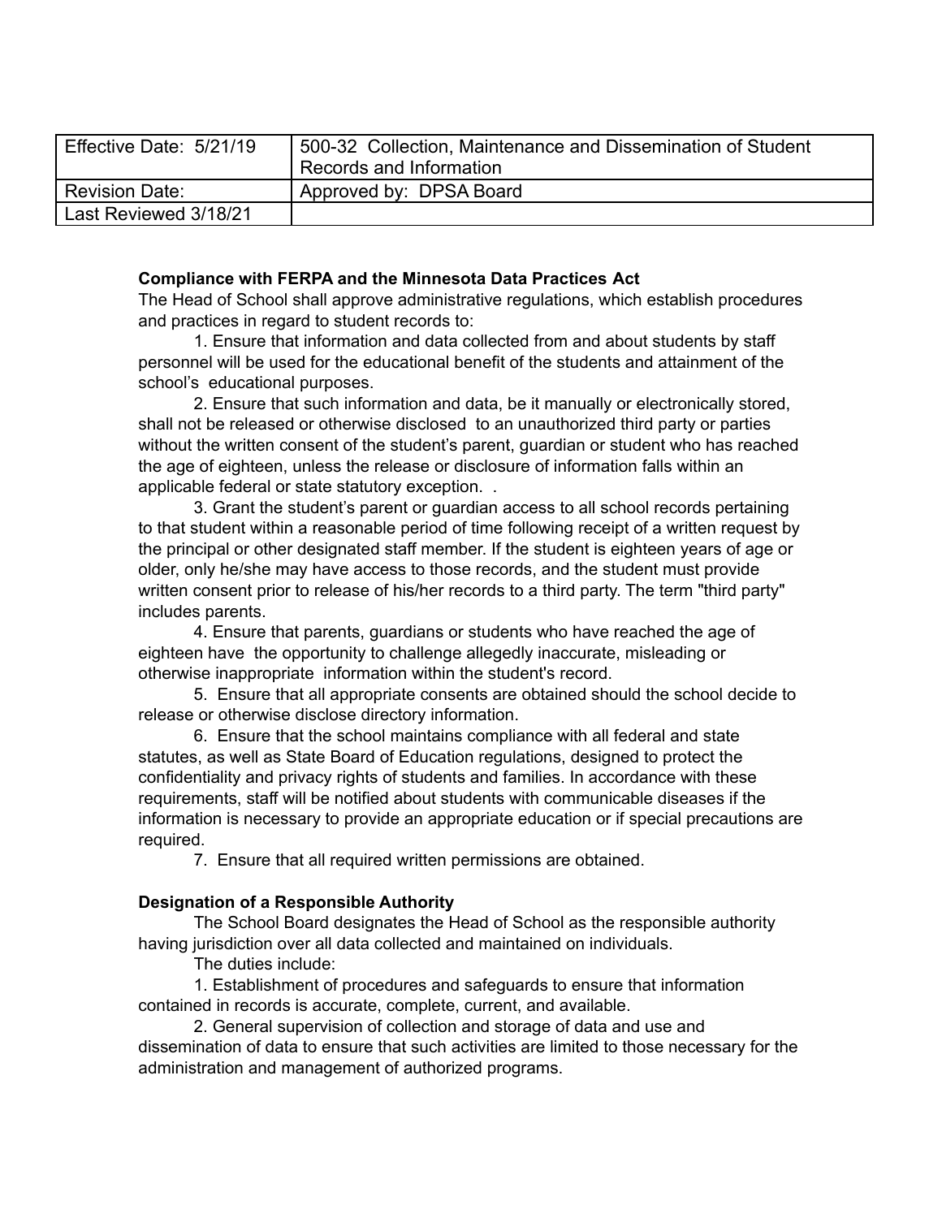| Effective Date: 5/21/19 | 500-32 Collection, Maintenance and Dissemination of Student Records and Information |
|---|---|
| Revision Date: | Approved by: DPSA Board |
| Last Reviewed 3/18/21 | |

**Compliance with FERPA and the Minnesota Data Practices Act**

The Head of School shall approve administrative regulations, which establish procedures and practices in regard to student records to:

1. Ensure that information and data collected from and about students by staff personnel will be used for the educational benefit of the students and attainment of the school's educational purposes.
2. Ensure that such information and data, be it manually or electronically stored, shall not be released or otherwise disclosed to an unauthorized third party or parties without the written consent of the student's parent, guardian or student who has reached the age of eighteen, unless the release or disclosure of information falls within an applicable federal or state statutory exception. .
3. Grant the student's parent or guardian access to all school records pertaining to that student within a reasonable period of time following receipt of a written request by the principal or other designated staff member. If the student is eighteen years of age or older, only he/she may have access to those records, and the student must provide written consent prior to release of his/her records to a third party. The term "third party" includes parents.
4. Ensure that parents, guardians or students who have reached the age of eighteen have the opportunity to challenge allegedly inaccurate, misleading or otherwise inappropriate information within the student's record.
5. Ensure that all appropriate consents are obtained should the school decide to release or otherwise disclose directory information.
6. Ensure that the school maintains compliance with all federal and state statutes, as well as State Board of Education regulations, designed to protect the confidentiality and privacy rights of students and families. In accordance with these requirements, staff will be notified about students with communicable diseases if the information is necessary to provide an appropriate education or if special precautions are required.
7. Ensure that all required written permissions are obtained.

**Designation of a Responsible Authority**

The School Board designates the Head of School as the responsible authority having jurisdiction over all data collected and maintained on individuals.

The duties include:

1. Establishment of procedures and safeguards to ensure that information contained in records is accurate, complete, current, and available.
2. General supervision of collection and storage of data and use and dissemination of data to ensure that such activities are limited to those necessary for the administration and management of authorized programs.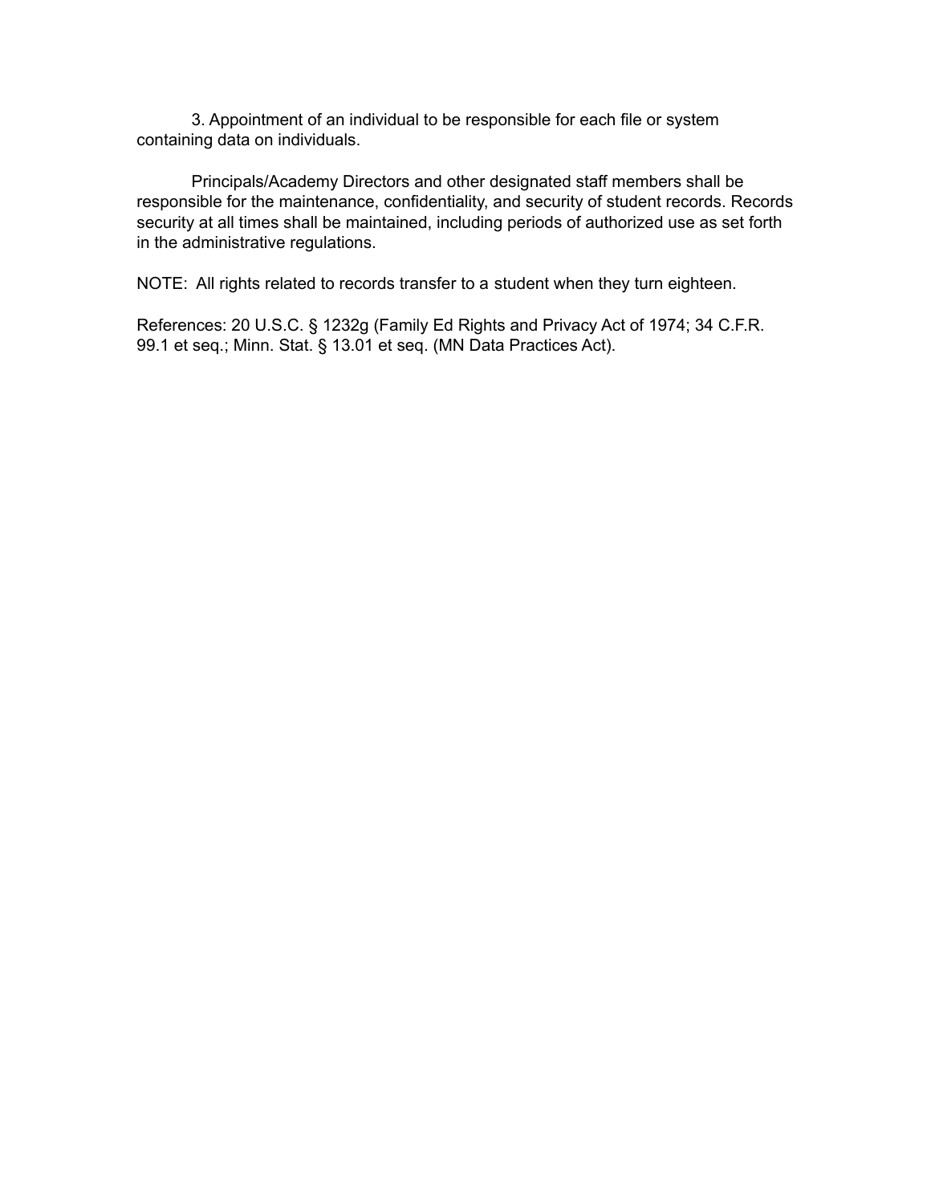3. Appointment of an individual to be responsible for each file or system containing data on individuals.

Principals/Academy Directors and other designated staff members shall be responsible for the maintenance, confidentiality, and security of student records. Records security at all times shall be maintained, including periods of authorized use as set forth in the administrative regulations.

NOTE: All rights related to records transfer to a student when they turn eighteen.

References: 20 U.S.C. § 1232g (Family Ed Rights and Privacy Act of 1974; 34 C.F.R. 99.1 et seq.; Minn. Stat. § 13.01 et seq. (MN Data Practices Act).